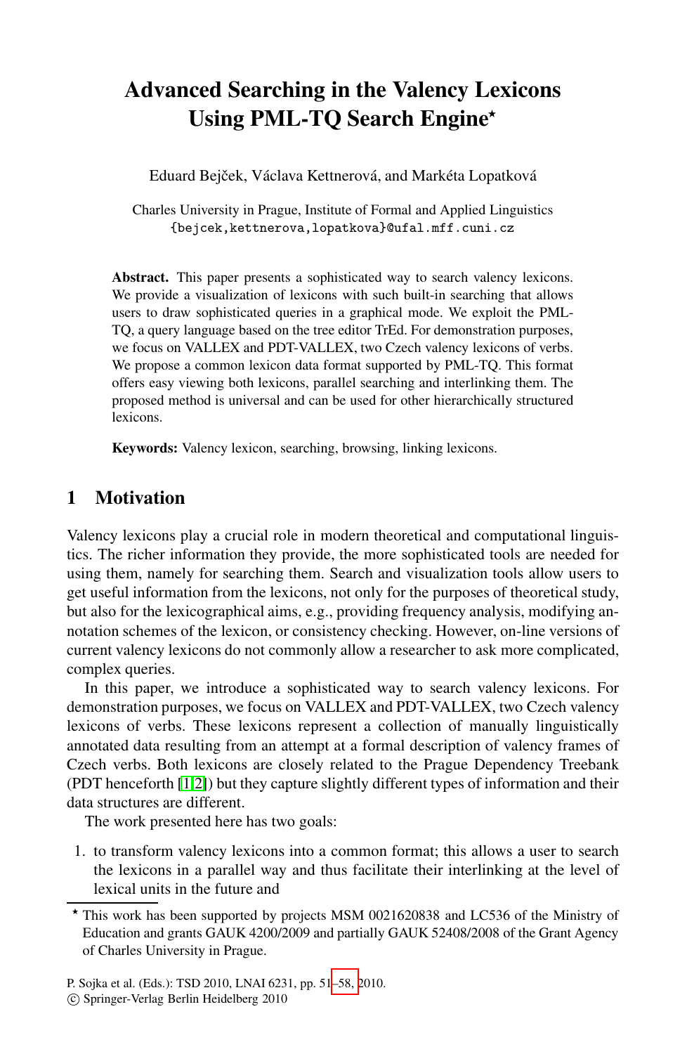# Advanced Searching in the Valency Lexicons Using PML-TQ Search Engine*

Eduard Bejček, Václava Kettnerová, and Markéta Lopatková

Charles University in Prague, Institute of Formal and Applied Linguistics
{bejcek,kettnerova,lopatkova}@ufal.mff.cuni.cz

**Abstract.** This paper presents a sophisticated way to search valency lexicons. We provide a visualization of lexicons with such built-in searching that allows users to draw sophisticated queries in a graphical mode. We exploit the PML-TQ, a query language based on the tree editor TrEd. For demonstration purposes, we focus on VALLEX and PDT-VALLEX, two Czech valency lexicons of verbs. We propose a common lexicon data format supported by PML-TQ. This format offers easy viewing both lexicons, parallel searching and interlinking them. The proposed method is universal and can be used for other hierarchically structured lexicons.

**Keywords:** Valency lexicon, searching, browsing, linking lexicons.

## 1 Motivation

Valency lexicons play a crucial role in modern theoretical and computational linguistics. The richer information they provide, the more sophisticated tools are needed for using them, namely for searching them. Search and visualization tools allow users to get useful information from the lexicons, not only for the purposes of theoretical study, but also for the lexicographical aims, e.g., providing frequency analysis, modifying annotation schemes of the lexicon, or consistency checking. However, on-line versions of current valency lexicons do not commonly allow a researcher to ask more complicated, complex queries.

In this paper, we introduce a sophisticated way to search valency lexicons. For demonstration purposes, we focus on VALLEX and PDT-VALLEX, two Czech valency lexicons of verbs. These lexicons represent a collection of manually linguistically annotated data resulting from an attempt at a formal description of valency frames of Czech verbs. Both lexicons are closely related to the Prague Dependency Treebank (PDT henceforth [1,2]) but they capture slightly different types of information and their data structures are different.

The work presented here has two goals:

1. to transform valency lexicons into a common format; this allows a user to search the lexicons in a parallel way and thus facilitate their interlinking at the level of lexical units in the future and

---

* This work has been supported by projects MSM 0021620838 and LC536 of the Ministry of Education and grants GAUK 4200/2009 and partially GAUK 52408/2008 of the Grant Agency of Charles University in Prague.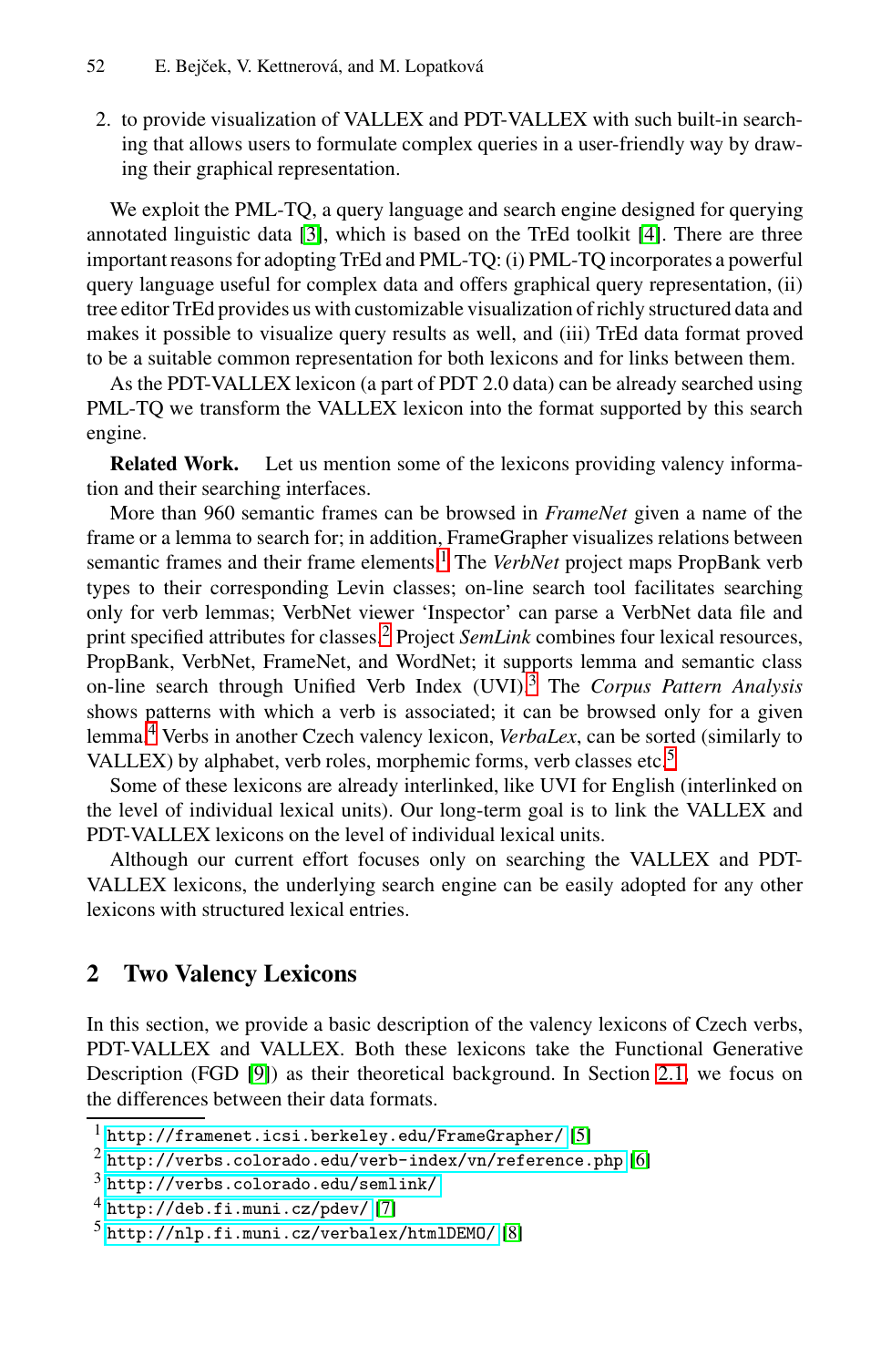2. to provide visualization of VALLEX and PDT-VALLEX with such built-in searching that allows users to formulate complex queries in a user-friendly way by drawing their graphical representation.

We exploit the PML-TQ, a query language and search engine designed for querying annotated linguistic data [3], which is based on the TrEd toolkit [4]. There are three important reasons for adopting TrEd and PML-TQ: (i) PML-TQ incorporates a powerful query language useful for complex data and offers graphical query representation, (ii) tree editor TrEd provides us with customizable visualization of richly structured data and makes it possible to visualize query results as well, and (iii) TrEd data format proved to be a suitable common representation for both lexicons and for links between them.

As the PDT-VALLEX lexicon (a part of PDT 2.0 data) can be already searched using PML-TQ we transform the VALLEX lexicon into the format supported by this search engine.

**Related Work.** Let us mention some of the lexicons providing valency information and their searching interfaces.

More than 960 semantic frames can be browsed in *FrameNet* given a name of the frame or a lemma to search for; in addition, FrameGrapher visualizes relations between semantic frames and their frame elements.[1] The *VerbNet* project maps PropBank verb types to their corresponding Levin classes; on-line search tool facilitates searching only for verb lemmas; VerbNet viewer 'Inspector' can parse a VerbNet data file and print specified attributes for classes.[2] Project *SemLink* combines four lexical resources, PropBank, VerbNet, FrameNet, and WordNet; it supports lemma and semantic class on-line search through Unified Verb Index (UVI).[3] The *Corpus Pattern Analysis* shows patterns with which a verb is associated; it can be browsed only for a given lemma.[4] Verbs in another Czech valency lexicon, *VerbaLex*, can be sorted (similarly to VALLEX) by alphabet, verb roles, morphemic forms, verb classes etc.[5]

Some of these lexicons are already interlinked, like UVI for English (interlinked on the level of individual lexical units). Our long-term goal is to link the VALLEX and PDT-VALLEX lexicons on the level of individual lexical units.

Although our current effort focuses only on searching the VALLEX and PDT-VALLEX lexicons, the underlying search engine can be easily adopted for any other lexicons with structured lexical entries.

## 2 Two Valency Lexicons

In this section, we provide a basic description of the valency lexicons of Czech verbs, PDT-VALLEX and VALLEX. Both these lexicons take the Functional Generative Description (FGD [9]) as their theoretical background. In Section 2.1, we focus on the differences between their data formats.

---

[1] http://framenet.icsi.berkeley.edu/FrameGrapher/ [5]

[2] http://verbs.colorado.edu/verb-index/vn/reference.php [6]

[3] http://verbs.colorado.edu/semlink/

[4] http://deb.fi.muni.cz/pdev/ [7]

[5] http://nlp.fi.muni.cz/verbalex/htmlDEMO/ [8]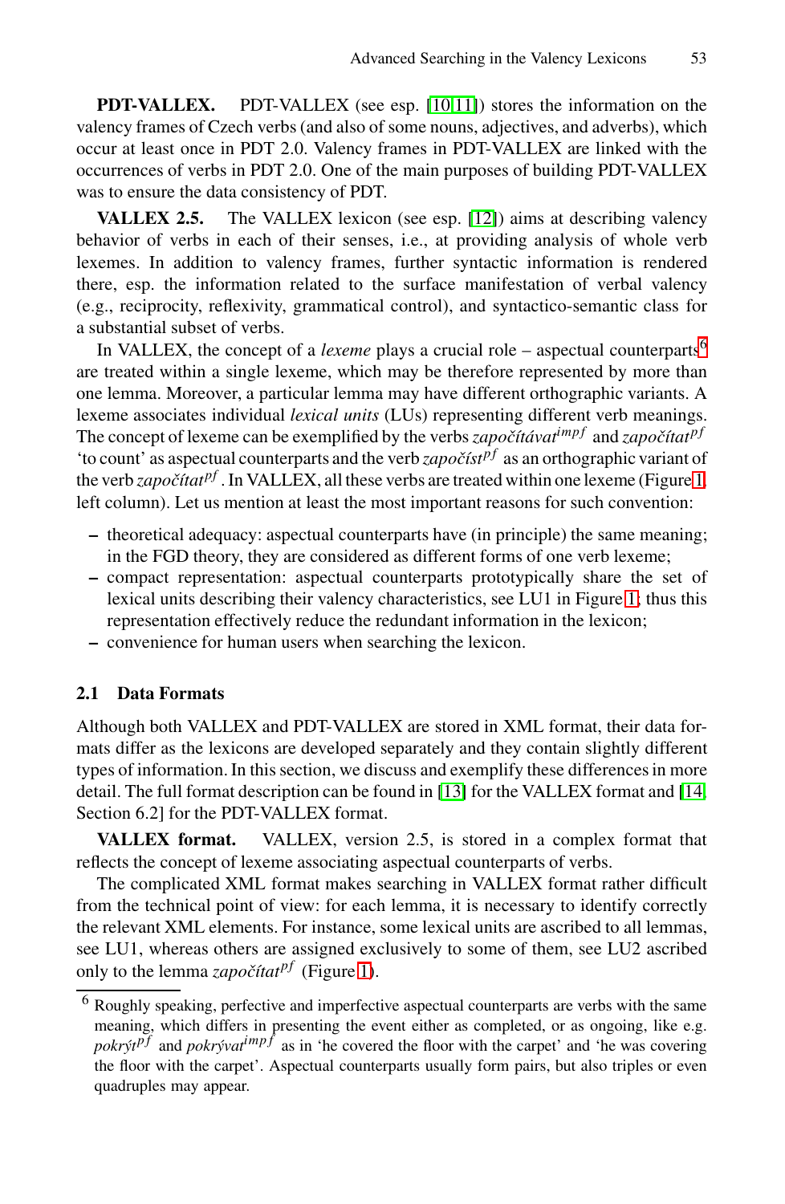**PDT-VALLEX.** PDT-VALLEX (see esp. [10,11]) stores the information on the valency frames of Czech verbs (and also of some nouns, adjectives, and adverbs), which occur at least once in PDT 2.0. Valency frames in PDT-VALLEX are linked with the occurrences of verbs in PDT 2.0. One of the main purposes of building PDT-VALLEX was to ensure the data consistency of PDT.

**VALLEX 2.5.** The VALLEX lexicon (see esp. [12]) aims at describing valency behavior of verbs in each of their senses, i.e., at providing analysis of whole verb lexemes. In addition to valency frames, further syntactic information is rendered there, esp. the information related to the surface manifestation of verbal valency (e.g., reciprocity, reflexivity, grammatical control), and syntactico-semantic class for a substantial subset of verbs.

In VALLEX, the concept of a *lexeme* plays a crucial role – aspectual counterparts[6] are treated within a single lexeme, which may be therefore represented by more than one lemma. Moreover, a particular lemma may have different orthographic variants. A lexeme associates individual *lexical units* (LUs) representing different verb meanings. The concept of lexeme can be exemplified by the verbs *započítávat*$^{impf}$ and *započítat*$^{pf}$ 'to count' as aspectual counterparts and the verb *započíst*$^{pf}$ as an orthographic variant of the verb *započítat*$^{pf}$. In VALLEX, all these verbs are treated within one lexeme (Figure 1, left column). Let us mention at least the most important reasons for such convention:

- theoretical adequacy: aspectual counterparts have (in principle) the same meaning; in the FGD theory, they are considered as different forms of one verb lexeme;
- compact representation: aspectual counterparts prototypically share the set of lexical units describing their valency characteristics, see LU1 in Figure 1; thus this representation effectively reduce the redundant information in the lexicon;
- convenience for human users when searching the lexicon.

## 2.1 Data Formats

Although both VALLEX and PDT-VALLEX are stored in XML format, their data formats differ as the lexicons are developed separately and they contain slightly different types of information. In this section, we discuss and exemplify these differences in more detail. The full format description can be found in [13] for the VALLEX format and [14, Section 6.2] for the PDT-VALLEX format.

**VALLEX format.** VALLEX, version 2.5, is stored in a complex format that reflects the concept of lexeme associating aspectual counterparts of verbs.

The complicated XML format makes searching in VALLEX format rather difficult from the technical point of view: for each lemma, it is necessary to identify correctly the relevant XML elements. For instance, some lexical units are ascribed to all lemmas, see LU1, whereas others are assigned exclusively to some of them, see LU2 ascribed only to the lemma *započítat*$^{pf}$ (Figure 1).

[6] Roughly speaking, perfective and imperfective aspectual counterparts are verbs with the same meaning, which differs in presenting the event either as completed, or as ongoing, like e.g. *pokrýt*$^{pf}$ and *pokrývat*$^{impf}$ as in 'he covered the floor with the carpet' and 'he was covering the floor with the carpet'. Aspectual counterparts usually form pairs, but also triples or even quadruples may appear.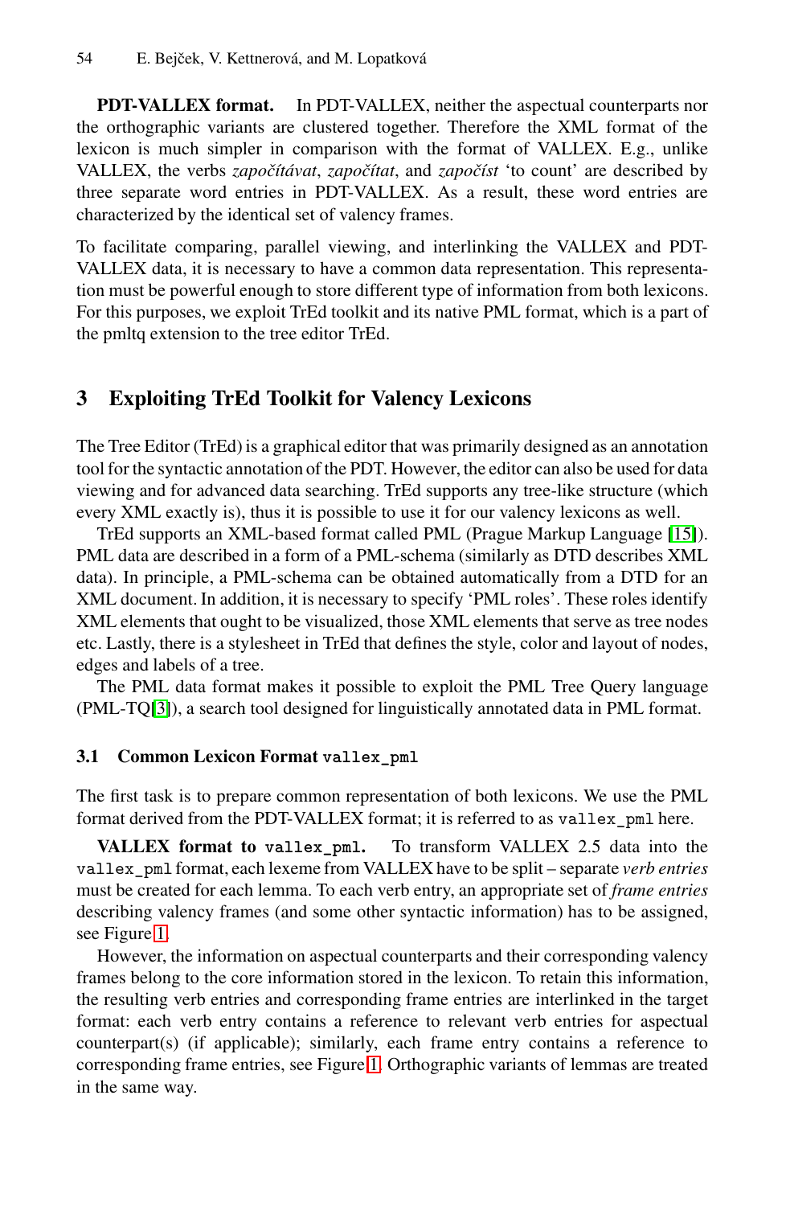**PDT-VALLEX format.** In PDT-VALLEX, neither the aspectual counterparts nor the orthographic variants are clustered together. Therefore the XML format of the lexicon is much simpler in comparison with the format of VALLEX. E.g., unlike VALLEX, the verbs *započítávat*, *započítat*, and *započíst* 'to count' are described by three separate word entries in PDT-VALLEX. As a result, these word entries are characterized by the identical set of valency frames.

To facilitate comparing, parallel viewing, and interlinking the VALLEX and PDT-VALLEX data, it is necessary to have a common data representation. This representation must be powerful enough to store different type of information from both lexicons. For this purposes, we exploit TrEd toolkit and its native PML format, which is a part of the pmltq extension to the tree editor TrEd.

## 3 Exploiting TrEd Toolkit for Valency Lexicons

The Tree Editor (TrEd) is a graphical editor that was primarily designed as an annotation tool for the syntactic annotation of the PDT. However, the editor can also be used for data viewing and for advanced data searching. TrEd supports any tree-like structure (which every XML exactly is), thus it is possible to use it for our valency lexicons as well.

TrEd supports an XML-based format called PML (Prague Markup Language [15]). PML data are described in a form of a PML-schema (similarly as DTD describes XML data). In principle, a PML-schema can be obtained automatically from a DTD for an XML document. In addition, it is necessary to specify 'PML roles'. These roles identify XML elements that ought to be visualized, those XML elements that serve as tree nodes etc. Lastly, there is a stylesheet in TrEd that defines the style, color and layout of nodes, edges and labels of a tree.

The PML data format makes it possible to exploit the PML Tree Query language (PML-TQ[3]), a search tool designed for linguistically annotated data in PML format.

### 3.1 Common Lexicon Format `vallex_pml`

The first task is to prepare common representation of both lexicons. We use the PML format derived from the PDT-VALLEX format; it is referred to as `vallex_pml` here.

**VALLEX format to `vallex_pml`.** To transform VALLEX 2.5 data into the `vallex_pml` format, each lexeme from VALLEX have to be split – separate *verb entries* must be created for each lemma. To each verb entry, an appropriate set of *frame entries* describing valency frames (and some other syntactic information) has to be assigned, see Figure 1.

However, the information on aspectual counterparts and their corresponding valency frames belong to the core information stored in the lexicon. To retain this information, the resulting verb entries and corresponding frame entries are interlinked in the target format: each verb entry contains a reference to relevant verb entries for aspectual counterpart(s) (if applicable); similarly, each frame entry contains a reference to corresponding frame entries, see Figure 1. Orthographic variants of lemmas are treated in the same way.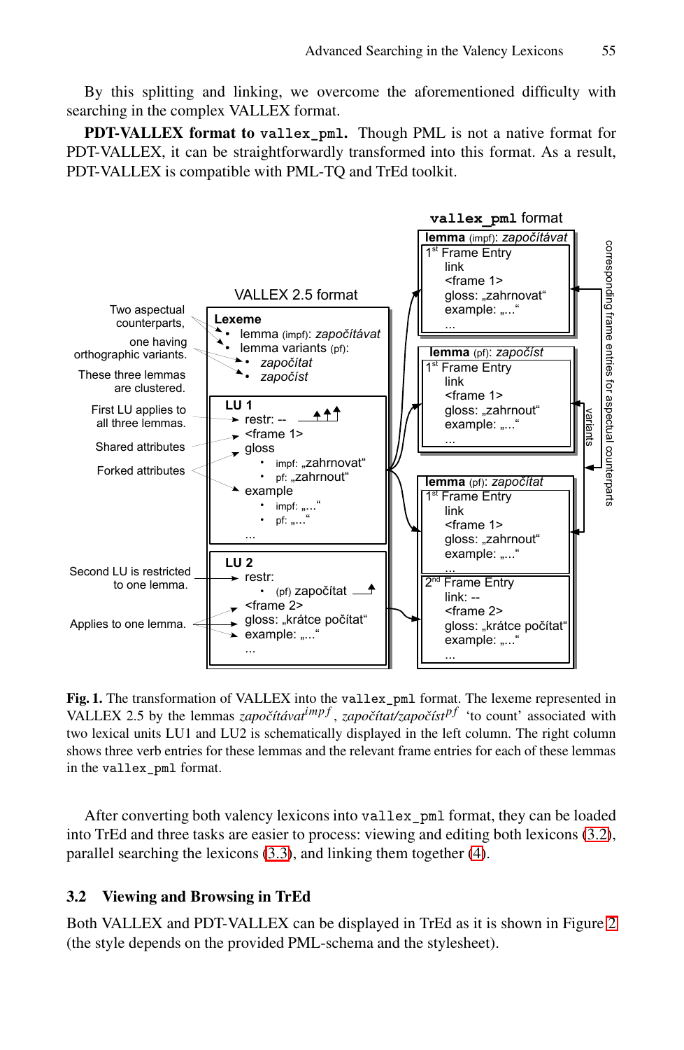By this splitting and linking, we overcome the aforementioned difficulty with searching in the complex VALLEX format.

**PDT-VALLEX format to `vallex_pml`.** Though PML is not a native format for PDT-VALLEX, it can be straightforwardly transformed into this format. As a result, PDT-VALLEX is compatible with PML-TQ and TrEd toolkit.

**Fig. 1.** The transformation of VALLEX into the `vallex_pml` format. The lexeme represented in VALLEX 2.5 by the lemmas *započítávat*$^{impf}$, *započítat/započíst*$^{pf}$ 'to count' associated with two lexical units LU1 and LU2 is schematically displayed in the left column. The right column shows three verb entries for these lemmas and the relevant frame entries for each of these lemmas in the `vallex_pml` format.

After converting both valency lexicons into `vallex_pml` format, they can be loaded into TrEd and three tasks are easier to process: viewing and editing both lexicons (3.2), parallel searching the lexicons (3.3), and linking them together (4).

### 3.2 Viewing and Browsing in TrEd

Both VALLEX and PDT-VALLEX can be displayed in TrEd as it is shown in Figure 2 (the style depends on the provided PML-schema and the stylesheet).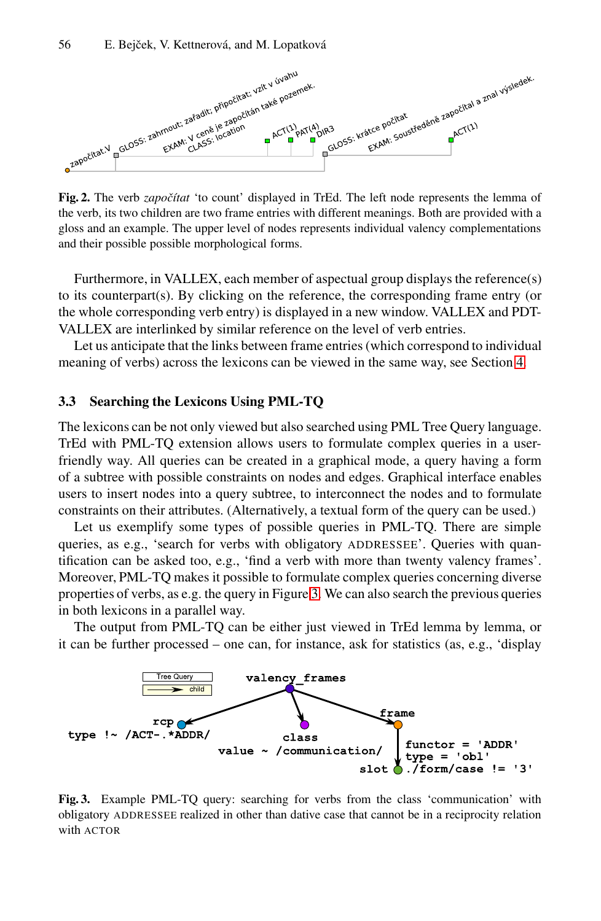započítat.V GLOSS: zahrnout; zařadit; připočítat; vzít v úvahu
EXAM: V ceně je započítán také pozemek.
CLASS: location
ACT(1) PAT(4) DIR3
GLOSS: krátce počítat
EXAM: Soustředěně započítal a znal výsledek.
ACT(1)

**Fig. 2.** The verb *započítat* 'to count' displayed in TrEd. The left node represents the lemma of the verb, its two children are two frame entries with different meanings. Both are provided with a gloss and an example. The upper level of nodes represents individual valency complementations and their possible possible morphological forms.

Furthermore, in VALLEX, each member of aspectual group displays the reference(s) to its counterpart(s). By clicking on the reference, the corresponding frame entry (or the whole corresponding verb entry) is displayed in a new window. VALLEX and PDT-VALLEX are interlinked by similar reference on the level of verb entries.

Let us anticipate that the links between frame entries (which correspond to individual meaning of verbs) across the lexicons can be viewed in the same way, see Section 4.

### 3.3 Searching the Lexicons Using PML-TQ

The lexicons can be not only viewed but also searched using PML Tree Query language. TrEd with PML-TQ extension allows users to formulate complex queries in a user-friendly way. All queries can be created in a graphical mode, a query having a form of a subtree with possible constraints on nodes and edges. Graphical interface enables users to insert nodes into a query subtree, to interconnect the nodes and to formulate constraints on their attributes. (Alternatively, a textual form of the query can be used.)

Let us exemplify some types of possible queries in PML-TQ. There are simple queries, as e.g., 'search for verbs with obligatory ADDRESSEE'. Queries with quantification can be asked too, e.g., 'find a verb with more than twenty valency frames'. Moreover, PML-TQ makes it possible to formulate complex queries concerning diverse properties of verbs, as e.g. the query in Figure 3. We can also search the previous queries in both lexicons in a parallel way.

The output from PML-TQ can be either just viewed in TrEd lemma by lemma, or it can be further processed – one can, for instance, ask for statistics (as, e.g., 'display

Tree Query
child
valency_frames
rcp
type !~ /ACT-.*ADDR/
class
value ~ /communication/
frame
functor = 'ADDR'
type = 'obl'
slot ./form/case != '3'

**Fig. 3.** Example PML-TQ query: searching for verbs from the class 'communication' with obligatory ADDRESSEE realized in other than dative case that cannot be in a reciprocity relation with ACTOR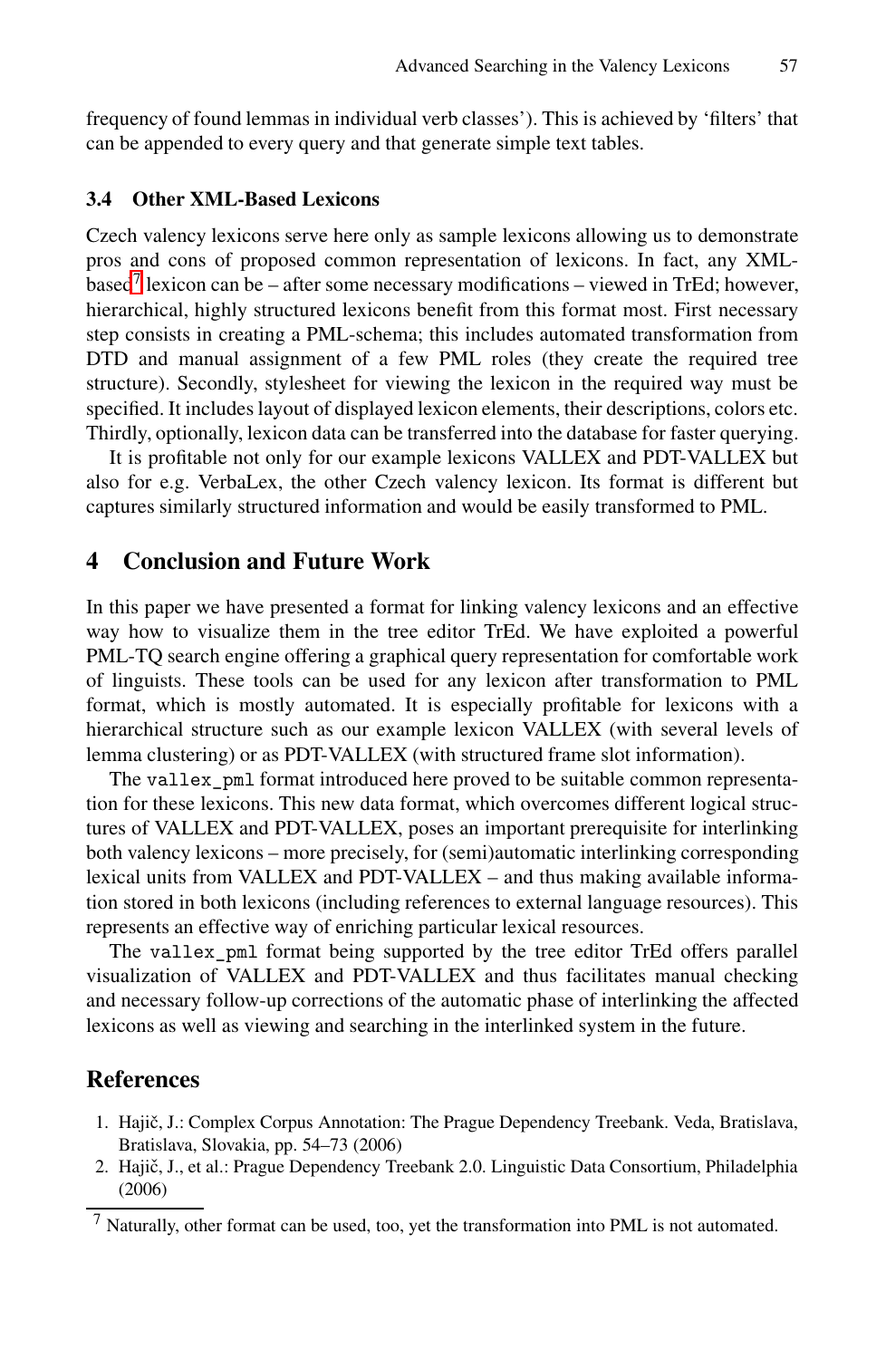frequency of found lemmas in individual verb classes'). This is achieved by 'filters' that can be appended to every query and that generate simple text tables.

### 3.4 Other XML-Based Lexicons

Czech valency lexicons serve here only as sample lexicons allowing us to demonstrate pros and cons of proposed common representation of lexicons. In fact, any XML-based[7] lexicon can be – after some necessary modifications – viewed in TrEd; however, hierarchical, highly structured lexicons benefit from this format most. First necessary step consists in creating a PML-schema; this includes automated transformation from DTD and manual assignment of a few PML roles (they create the required tree structure). Secondly, stylesheet for viewing the lexicon in the required way must be specified. It includes layout of displayed lexicon elements, their descriptions, colors etc. Thirdly, optionally, lexicon data can be transferred into the database for faster querying.

It is profitable not only for our example lexicons VALLEX and PDT-VALLEX but also for e.g. VerbaLex, the other Czech valency lexicon. Its format is different but captures similarly structured information and would be easily transformed to PML.

## 4 Conclusion and Future Work

In this paper we have presented a format for linking valency lexicons and an effective way how to visualize them in the tree editor TrEd. We have exploited a powerful PML-TQ search engine offering a graphical query representation for comfortable work of linguists. These tools can be used for any lexicon after transformation to PML format, which is mostly automated. It is especially profitable for lexicons with a hierarchical structure such as our example lexicon VALLEX (with several levels of lemma clustering) or as PDT-VALLEX (with structured frame slot information).

The `vallex_pml` format introduced here proved to be suitable common representation for these lexicons. This new data format, which overcomes different logical structures of VALLEX and PDT-VALLEX, poses an important prerequisite for interlinking both valency lexicons – more precisely, for (semi)automatic interlinking corresponding lexical units from VALLEX and PDT-VALLEX – and thus making available information stored in both lexicons (including references to external language resources). This represents an effective way of enriching particular lexical resources.

The `vallex_pml` format being supported by the tree editor TrEd offers parallel visualization of VALLEX and PDT-VALLEX and thus facilitates manual checking and necessary follow-up corrections of the automatic phase of interlinking the affected lexicons as well as viewing and searching in the interlinked system in the future.

## References

1. Hajič, J.: Complex Corpus Annotation: The Prague Dependency Treebank. Veda, Bratislava, Bratislava, Slovakia, pp. 54–73 (2006)
2. Hajič, J., et al.: Prague Dependency Treebank 2.0. Linguistic Data Consortium, Philadelphia (2006)

---

[7] Naturally, other format can be used, too, yet the transformation into PML is not automated.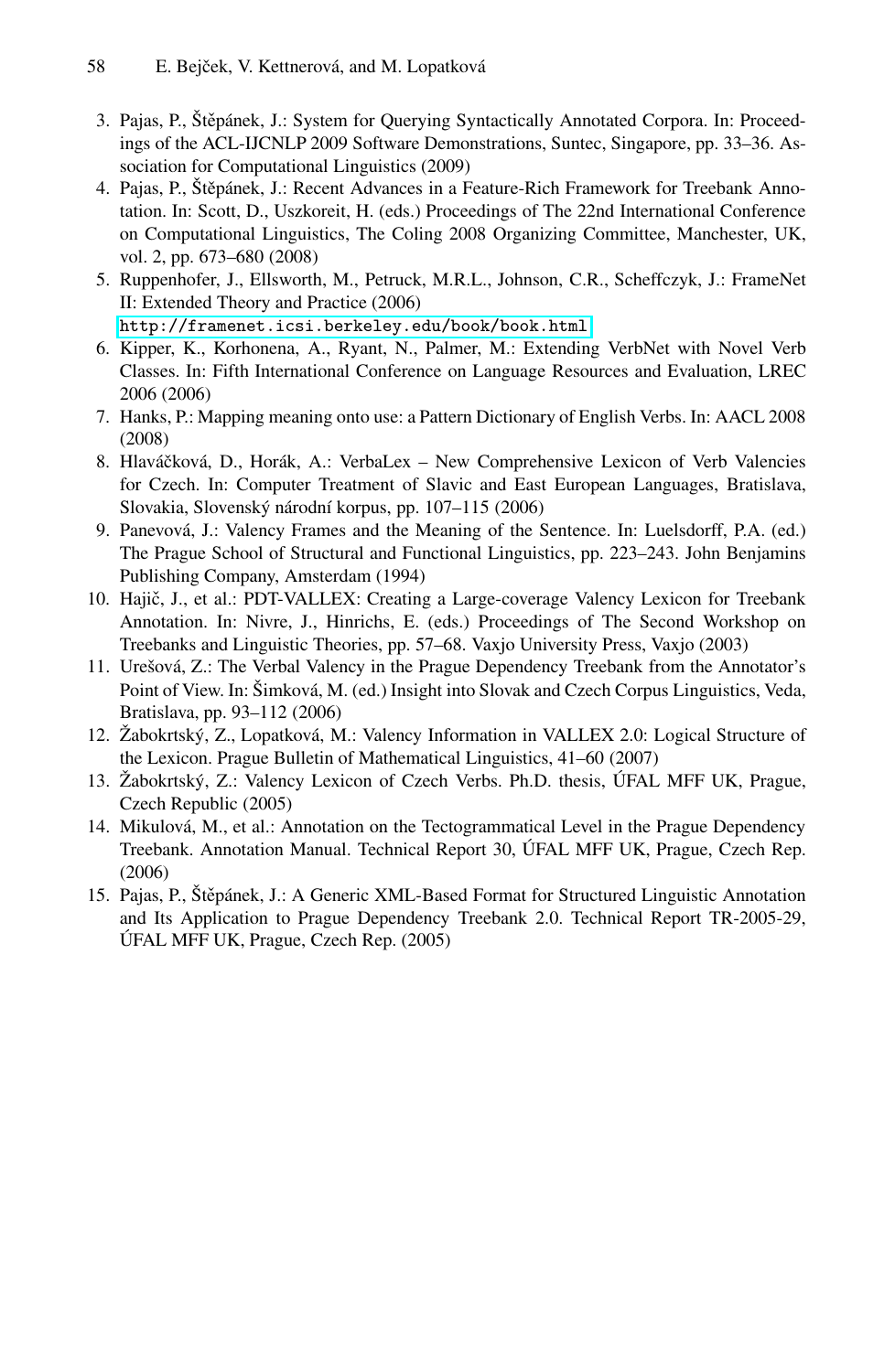3. Pajas, P., Štěpánek, J.: System for Querying Syntactically Annotated Corpora. In: Proceedings of the ACL-IJCNLP 2009 Software Demonstrations, Suntec, Singapore, pp. 33–36. Association for Computational Linguistics (2009)
4. Pajas, P., Štěpánek, J.: Recent Advances in a Feature-Rich Framework for Treebank Annotation. In: Scott, D., Uszkoreit, H. (eds.) Proceedings of The 22nd International Conference on Computational Linguistics, The Coling 2008 Organizing Committee, Manchester, UK, vol. 2, pp. 673–680 (2008)
5. Ruppenhofer, J., Ellsworth, M., Petruck, M.R.L., Johnson, C.R., Scheffczyk, J.: FrameNet II: Extended Theory and Practice (2006) http://framenet.icsi.berkeley.edu/book/book.html
6. Kipper, K., Korhonena, A., Ryant, N., Palmer, M.: Extending VerbNet with Novel Verb Classes. In: Fifth International Conference on Language Resources and Evaluation, LREC 2006 (2006)
7. Hanks, P.: Mapping meaning onto use: a Pattern Dictionary of English Verbs. In: AACL 2008 (2008)
8. Hlaváčková, D., Horák, A.: VerbaLex – New Comprehensive Lexicon of Verb Valencies for Czech. In: Computer Treatment of Slavic and East European Languages, Bratislava, Slovakia, Slovenský národní korpus, pp. 107–115 (2006)
9. Panevová, J.: Valency Frames and the Meaning of the Sentence. In: Luelsdorff, P.A. (ed.) The Prague School of Structural and Functional Linguistics, pp. 223–243. John Benjamins Publishing Company, Amsterdam (1994)
10. Hajič, J., et al.: PDT-VALLEX: Creating a Large-coverage Valency Lexicon for Treebank Annotation. In: Nivre, J., Hinrichs, E. (eds.) Proceedings of The Second Workshop on Treebanks and Linguistic Theories, pp. 57–68. Vaxjo University Press, Vaxjo (2003)
11. Urešová, Z.: The Verbal Valency in the Prague Dependency Treebank from the Annotator's Point of View. In: Šimková, M. (ed.) Insight into Slovak and Czech Corpus Linguistics, Veda, Bratislava, pp. 93–112 (2006)
12. Žabokrtský, Z., Lopatková, M.: Valency Information in VALLEX 2.0: Logical Structure of the Lexicon. Prague Bulletin of Mathematical Linguistics, 41–60 (2007)
13. Žabokrtský, Z.: Valency Lexicon of Czech Verbs. Ph.D. thesis, ÚFAL MFF UK, Prague, Czech Republic (2005)
14. Mikulová, M., et al.: Annotation on the Tectogrammatical Level in the Prague Dependency Treebank. Annotation Manual. Technical Report 30, ÚFAL MFF UK, Prague, Czech Rep. (2006)
15. Pajas, P., Štěpánek, J.: A Generic XML-Based Format for Structured Linguistic Annotation and Its Application to Prague Dependency Treebank 2.0. Technical Report TR-2005-29, ÚFAL MFF UK, Prague, Czech Rep. (2005)